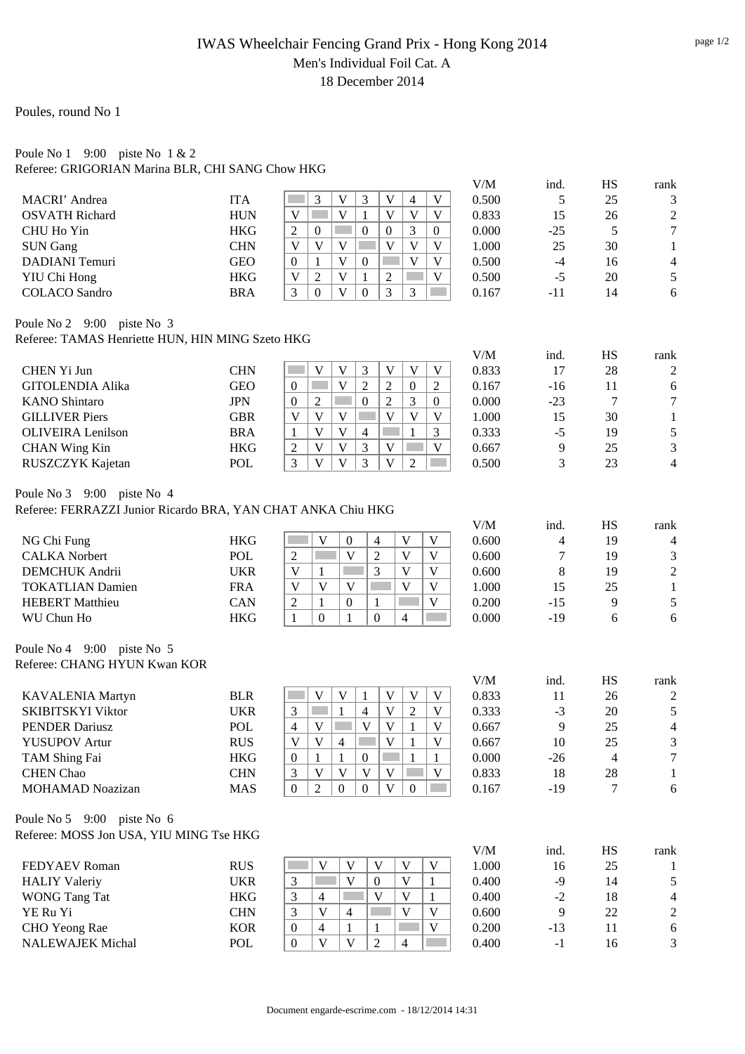# IWAS Wheelchair Fencing Grand Prix - Hong Kong 2014

Men's Individual Foil Cat. A

18 December 2014

Poules, round No 1

Poule No 1 9:00 piste No 1 & 2

Referee: GRIGORIAN Marina BLR, CHI SANG Chow HKG

| | | 1 | 2 | 3 | 4 | 5 | 6 | 7 | V/M | ind. | HS | rank |
|---|---|---|---|---|---|---|---|---|---|---|---|---|
| MACRI' Andrea | ITA | | 3 | V | 3 | V | 4 | V | 0.500 | 5 | 25 | 3 |
| OSVATH Richard | HUN | V | | V | 1 | V | V | V | 0.833 | 15 | 26 | 2 |
| CHU Ho Yin | HKG | 2 | 0 | | 0 | 0 | 3 | 0 | 0.000 | -25 | 5 | 7 |
| SUN Gang | CHN | V | V | V | | V | V | V | 1.000 | 25 | 30 | 1 |
| DADIANI Temuri | GEO | 0 | 1 | V | 0 | | V | V | 0.500 | -4 | 16 | 4 |
| YIU Chi Hong | HKG | V | 2 | V | 1 | 2 | | V | 0.500 | -5 | 20 | 5 |
| COLACO Sandro | BRA | 3 | 0 | V | 0 | 3 | 3 | | 0.167 | -11 | 14 | 6 |

Poule No 2 9:00 piste No 3

Referee: TAMAS Henriette HUN, HIN MING Szeto HKG

| | | 1 | 2 | 3 | 4 | 5 | 6 | 7 | V/M | ind. | HS | rank |
|---|---|---|---|---|---|---|---|---|---|---|---|---|
| CHEN Yi Jun | CHN | | V | V | 3 | V | V | V | 0.833 | 17 | 28 | 2 |
| GITOLENDIA Alika | GEO | 0 | | V | 2 | 2 | 0 | 2 | 0.167 | -16 | 11 | 6 |
| KANO Shintaro | JPN | 0 | 2 | | 0 | 2 | 3 | 0 | 0.000 | -23 | 7 | 7 |
| GILLIVER Piers | GBR | V | V | V | | V | V | V | 1.000 | 15 | 30 | 1 |
| OLIVEIRA Lenilson | BRA | 1 | V | V | 4 | | 1 | 3 | 0.333 | -5 | 19 | 5 |
| CHAN Wing Kin | HKG | 2 | V | V | 3 | V | | V | 0.667 | 9 | 25 | 3 |
| RUSZCZYK Kajetan | POL | 3 | V | V | 3 | V | 2 | | 0.500 | 3 | 23 | 4 |

Poule No 3 9:00 piste No 4

Referee: FERRAZZI Junior Ricardo BRA, YAN CHAT ANKA Chiu HKG

| | | 1 | 2 | 3 | 4 | 5 | 6 | V/M | ind. | HS | rank |
|---|---|---|---|---|---|---|---|---|---|---|---|
| NG Chi Fung | HKG | | V | 0 | 4 | V | V | 0.600 | 4 | 19 | 4 |
| CALKA Norbert | POL | 2 | | V | 2 | V | V | 0.600 | 7 | 19 | 3 |
| DEMCHUK Andrii | UKR | V | 1 | | 3 | V | V | 0.600 | 8 | 19 | 2 |
| TOKATLIAN Damien | FRA | V | V | V | | V | V | 1.000 | 15 | 25 | 1 |
| HEBERT Matthieu | CAN | 2 | 1 | 0 | 1 | | V | 0.200 | -15 | 9 | 5 |
| WU Chun Ho | HKG | 1 | 0 | 1 | 0 | 4 | | 0.000 | -19 | 6 | 6 |

Poule No 4 9:00 piste No 5

Referee: CHANG HYUN Kwan KOR

| | | 1 | 2 | 3 | 4 | 5 | 6 | 7 | V/M | ind. | HS | rank |
|---|---|---|---|---|---|---|---|---|---|---|---|---|
| KAVALENIA Martyn | BLR | | V | V | 1 | V | V | V | 0.833 | 11 | 26 | 2 |
| SKIBITSKYI Viktor | UKR | 3 | | 1 | 4 | V | 2 | V | 0.333 | -3 | 20 | 5 |
| PENDER Dariusz | POL | 4 | V | | V | V | 1 | V | 0.667 | 9 | 25 | 4 |
| YUSUPOV Artur | RUS | V | V | 4 | | V | 1 | V | 0.667 | 10 | 25 | 3 |
| TAM Shing Fai | HKG | 0 | 1 | 1 | 0 | | 1 | 1 | 0.000 | -26 | 4 | 7 |
| CHEN Chao | CHN | 3 | V | V | V | V | | V | 0.833 | 18 | 28 | 1 |
| MOHAMAD Noazizan | MAS | 0 | 2 | 0 | 0 | V | 0 | | 0.167 | -19 | 7 | 6 |

Poule No 5 9:00 piste No 6

Referee: MOSS Jon USA, YIU MING Tse HKG

| | | 1 | 2 | 3 | 4 | 5 | 6 | V/M | ind. | HS | rank |
|---|---|---|---|---|---|---|---|---|---|---|---|
| FEDYAEV Roman | RUS | | V | V | V | V | V | 1.000 | 16 | 25 | 1 |
| HALIY Valeriy | UKR | 3 | | V | 0 | V | 1 | 0.400 | -9 | 14 | 5 |
| WONG Tang Tat | HKG | 3 | 4 | | V | V | 1 | 0.400 | -2 | 18 | 4 |
| YE Ru Yi | CHN | 3 | V | 4 | | V | V | 0.600 | 9 | 22 | 2 |
| CHO Yeong Rae | KOR | 0 | 4 | 1 | 1 | | V | 0.200 | -13 | 11 | 6 |
| NALEWAJEK Michal | POL | 0 | V | V | 2 | 4 | | 0.400 | -1 | 16 | 3 |

Document engarde-escrime.com - 18/12/2014 14:31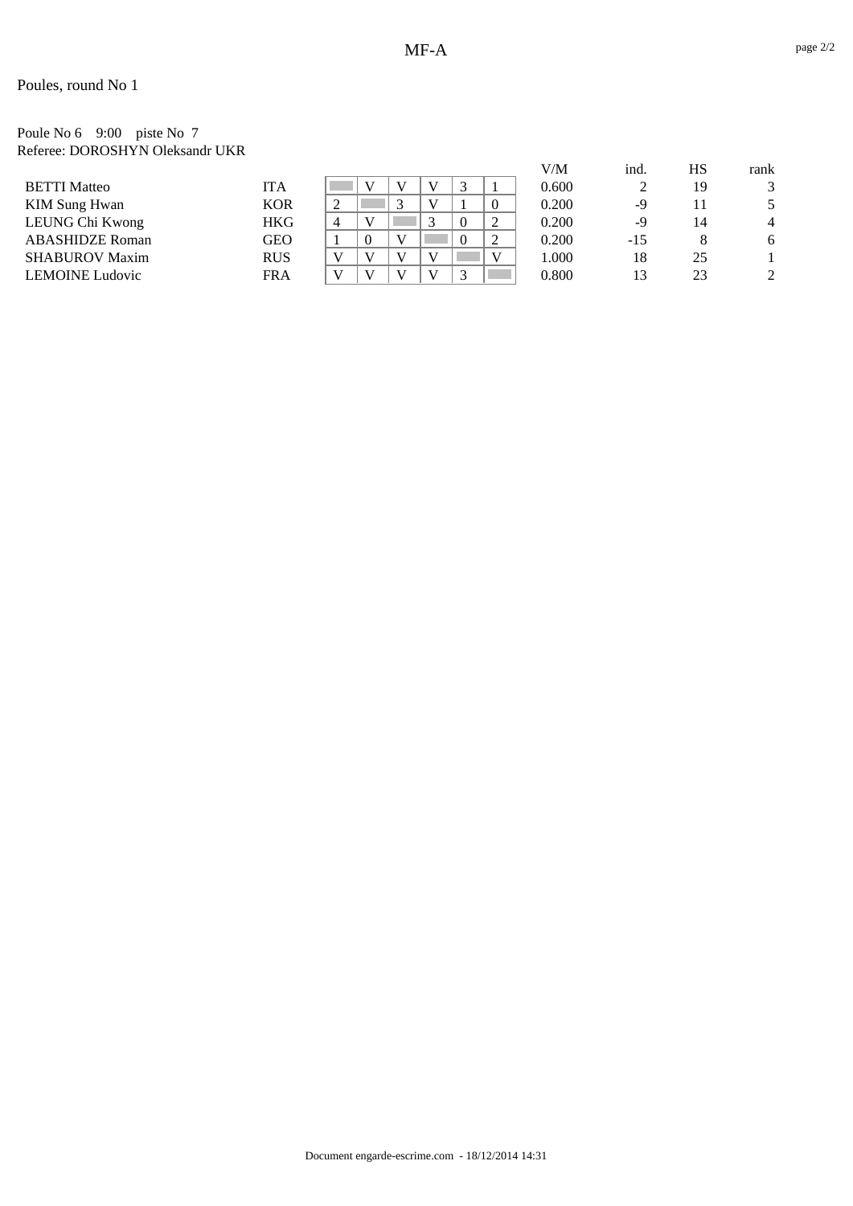# MF-A

Poules, round No 1

Poule No 6 9:00 piste No 7
Referee: DOROSHYN Oleksandr UKR

| | | | | | | | | V/M | ind. | HS | rank |
|---|---|---|---|---|---|---|---|---|---|---|---|
| BETTI Matteo | ITA | | V | V | V | 3 | 1 | 0.600 | 2 | 19 | 3 |
| KIM Sung Hwan | KOR | 2 | | 3 | V | 1 | 0 | 0.200 | -9 | 11 | 5 |
| LEUNG Chi Kwong | HKG | 4 | V | | 3 | 0 | 2 | 0.200 | -9 | 14 | 4 |
| ABASHIDZE Roman | GEO | 1 | 0 | V | | 0 | 2 | 0.200 | -15 | 8 | 6 |
| SHABUROV Maxim | RUS | V | V | V | V | | V | 1.000 | 18 | 25 | 1 |
| LEMOINE Ludovic | FRA | V | V | V | V | 3 | | 0.800 | 13 | 23 | 2 |

Document engarde-escrime.com - 18/12/2014 14:31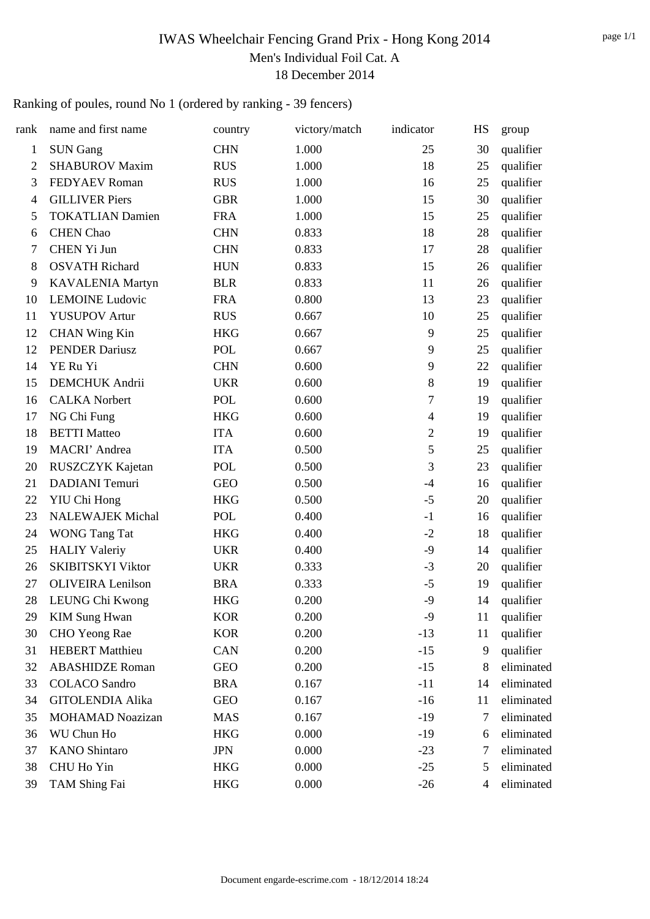# IWAS Wheelchair Fencing Grand Prix - Hong Kong 2014

Men's Individual Foil Cat. A

18 December 2014

## Ranking of poules, round No 1 (ordered by ranking - 39 fencers)

| rank | name and first name | country | victory/match | indicator | HS | group |
|---|---|---|---|---|---|---|
| 1 | SUN Gang | CHN | 1.000 | 25 | 30 | qualifier |
| 2 | SHABUROV Maxim | RUS | 1.000 | 18 | 25 | qualifier |
| 3 | FEDYAEV Roman | RUS | 1.000 | 16 | 25 | qualifier |
| 4 | GILLIVER Piers | GBR | 1.000 | 15 | 30 | qualifier |
| 5 | TOKATLIAN Damien | FRA | 1.000 | 15 | 25 | qualifier |
| 6 | CHEN Chao | CHN | 0.833 | 18 | 28 | qualifier |
| 7 | CHEN Yi Jun | CHN | 0.833 | 17 | 28 | qualifier |
| 8 | OSVATH Richard | HUN | 0.833 | 15 | 26 | qualifier |
| 9 | KAVALENIA Martyn | BLR | 0.833 | 11 | 26 | qualifier |
| 10 | LEMOINE Ludovic | FRA | 0.800 | 13 | 23 | qualifier |
| 11 | YUSUPOV Artur | RUS | 0.667 | 10 | 25 | qualifier |
| 12 | CHAN Wing Kin | HKG | 0.667 | 9 | 25 | qualifier |
| 12 | PENDER Dariusz | POL | 0.667 | 9 | 25 | qualifier |
| 14 | YE Ru Yi | CHN | 0.600 | 9 | 22 | qualifier |
| 15 | DEMCHUK Andrii | UKR | 0.600 | 8 | 19 | qualifier |
| 16 | CALKA Norbert | POL | 0.600 | 7 | 19 | qualifier |
| 17 | NG Chi Fung | HKG | 0.600 | 4 | 19 | qualifier |
| 18 | BETTI Matteo | ITA | 0.600 | 2 | 19 | qualifier |
| 19 | MACRI' Andrea | ITA | 0.500 | 5 | 25 | qualifier |
| 20 | RUSZCZYK Kajetan | POL | 0.500 | 3 | 23 | qualifier |
| 21 | DADIANI Temuri | GEO | 0.500 | -4 | 16 | qualifier |
| 22 | YIU Chi Hong | HKG | 0.500 | -5 | 20 | qualifier |
| 23 | NALEWAJEK Michal | POL | 0.400 | -1 | 16 | qualifier |
| 24 | WONG Tang Tat | HKG | 0.400 | -2 | 18 | qualifier |
| 25 | HALIY Valeriy | UKR | 0.400 | -9 | 14 | qualifier |
| 26 | SKIBITSKYI Viktor | UKR | 0.333 | -3 | 20 | qualifier |
| 27 | OLIVEIRA Lenilson | BRA | 0.333 | -5 | 19 | qualifier |
| 28 | LEUNG Chi Kwong | HKG | 0.200 | -9 | 14 | qualifier |
| 29 | KIM Sung Hwan | KOR | 0.200 | -9 | 11 | qualifier |
| 30 | CHO Yeong Rae | KOR | 0.200 | -13 | 11 | qualifier |
| 31 | HEBERT Matthieu | CAN | 0.200 | -15 | 9 | qualifier |
| 32 | ABASHIDZE Roman | GEO | 0.200 | -15 | 8 | eliminated |
| 33 | COLACO Sandro | BRA | 0.167 | -11 | 14 | eliminated |
| 34 | GITOLENDIA Alika | GEO | 0.167 | -16 | 11 | eliminated |
| 35 | MOHAMAD Noazizan | MAS | 0.167 | -19 | 7 | eliminated |
| 36 | WU Chun Ho | HKG | 0.000 | -19 | 6 | eliminated |
| 37 | KANO Shintaro | JPN | 0.000 | -23 | 7 | eliminated |
| 38 | CHU Ho Yin | HKG | 0.000 | -25 | 5 | eliminated |
| 39 | TAM Shing Fai | HKG | 0.000 | -26 | 4 | eliminated |

Document engarde-escrime.com - 18/12/2014 18:24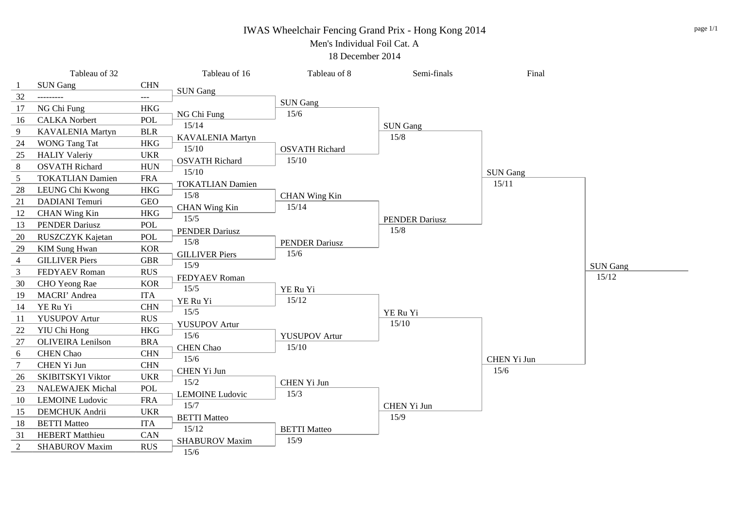# IWAS Wheelchair Fencing Grand Prix - Hong Kong 2014

## Men's Individual Foil Cat. A

18 December 2014

### Tableau of 32

| Seed | Name | Country |
|---|---|---|
| 1 | SUN Gang | CHN |
| 32 | --------- | --- |
| 17 | NG Chi Fung | HKG |
| 16 | CALKA Norbert | POL |
| 9 | KAVALENIA Martyn | BLR |
| 24 | WONG Tang Tat | HKG |
| 25 | HALIY Valeriy | UKR |
| 8 | OSVATH Richard | HUN |
| 5 | TOKATLIAN Damien | FRA |
| 28 | LEUNG Chi Kwong | HKG |
| 21 | DADIANI Temuri | GEO |
| 12 | CHAN Wing Kin | HKG |
| 13 | PENDER Dariusz | POL |
| 20 | RUSZCZYK Kajetan | POL |
| 29 | KIM Sung Hwan | KOR |
| 4 | GILLIVER Piers | GBR |
| 3 | FEDYAEV Roman | RUS |
| 30 | CHO Yeong Rae | KOR |
| 19 | MACRI' Andrea | ITA |
| 14 | YE Ru Yi | CHN |
| 11 | YUSUPOV Artur | RUS |
| 22 | YIU Chi Hong | HKG |
| 27 | OLIVEIRA Lenilson | BRA |
| 6 | CHEN Chao | CHN |
| 7 | CHEN Yi Jun | CHN |
| 26 | SKIBITSKYI Viktor | UKR |
| 23 | NALEWAJEK Michal | POL |
| 10 | LEMOINE Ludovic | FRA |
| 15 | DEMCHUK Andrii | UKR |
| 18 | BETTI Matteo | ITA |
| 31 | HEBERT Matthieu | CAN |
| 2 | SHABUROV Maxim | RUS |

### Tableau of 16

| Winner | Score |
|---|---|
| SUN Gang | |
| NG Chi Fung | 15/14 |
| KAVALENIA Martyn | 15/10 |
| OSVATH Richard | 15/10 |
| TOKATLIAN Damien | 15/8 |
| CHAN Wing Kin | 15/5 |
| PENDER Dariusz | 15/8 |
| GILLIVER Piers | 15/9 |
| FEDYAEV Roman | 15/5 |
| YE Ru Yi | 15/5 |
| YUSUPOV Artur | 15/6 |
| CHEN Chao | 15/6 |
| CHEN Yi Jun | 15/2 |
| LEMOINE Ludovic | 15/7 |
| BETTI Matteo | 15/12 |
| SHABUROV Maxim | 15/6 |

### Tableau of 8

| Winner | Score |
|---|---|
| SUN Gang | 15/6 |
| OSVATH Richard | 15/10 |
| CHAN Wing Kin | 15/14 |
| PENDER Dariusz | 15/6 |
| YE Ru Yi | 15/12 |
| YUSUPOV Artur | 15/10 |
| CHEN Yi Jun | 15/3 |
| BETTI Matteo | 15/9 |

### Semi-finals

| Winner | Score |
|---|---|
| SUN Gang | 15/8 |
| PENDER Dariusz | 15/8 |
| YE Ru Yi | 15/10 |
| CHEN Yi Jun | 15/9 |

### Final

| Winner | Score |
|---|---|
| SUN Gang | 15/11 |
| CHEN Yi Jun | 15/6 |

### Winner

| Winner | Score |
|---|---|
| SUN Gang | 15/12 |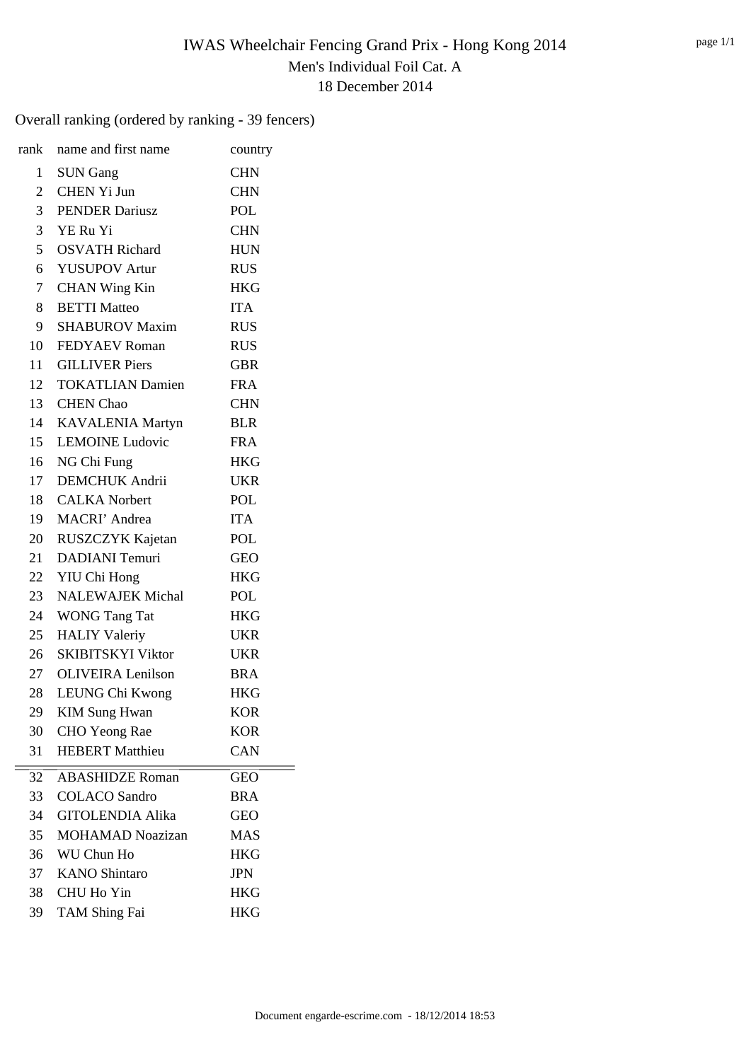# IWAS Wheelchair Fencing Grand Prix - Hong Kong 2014

## Men's Individual Foil Cat. A

## 18 December 2014

Overall ranking (ordered by ranking - 39 fencers)

| rank | name and first name | country |
|---|---|---|
| 1 | SUN Gang | CHN |
| 2 | CHEN Yi Jun | CHN |
| 3 | PENDER Dariusz | POL |
| 3 | YE Ru Yi | CHN |
| 5 | OSVATH Richard | HUN |
| 6 | YUSUPOV Artur | RUS |
| 7 | CHAN Wing Kin | HKG |
| 8 | BETTI Matteo | ITA |
| 9 | SHABUROV Maxim | RUS |
| 10 | FEDYAEV Roman | RUS |
| 11 | GILLIVER Piers | GBR |
| 12 | TOKATLIAN Damien | FRA |
| 13 | CHEN Chao | CHN |
| 14 | KAVALENIA Martyn | BLR |
| 15 | LEMOINE Ludovic | FRA |
| 16 | NG Chi Fung | HKG |
| 17 | DEMCHUK Andrii | UKR |
| 18 | CALKA Norbert | POL |
| 19 | MACRI' Andrea | ITA |
| 20 | RUSZCZYK Kajetan | POL |
| 21 | DADIANI Temuri | GEO |
| 22 | YIU Chi Hong | HKG |
| 23 | NALEWAJEK Michal | POL |
| 24 | WONG Tang Tat | HKG |
| 25 | HALIY Valeriy | UKR |
| 26 | SKIBITSKYI Viktor | UKR |
| 27 | OLIVEIRA Lenilson | BRA |
| 28 | LEUNG Chi Kwong | HKG |
| 29 | KIM Sung Hwan | KOR |
| 30 | CHO Yeong Rae | KOR |
| 31 | HEBERT Matthieu | CAN |
| 32 | ABASHIDZE Roman | GEO |
| 33 | COLACO Sandro | BRA |
| 34 | GITOLENDIA Alika | GEO |
| 35 | MOHAMAD Noazizan | MAS |
| 36 | WU Chun Ho | HKG |
| 37 | KANO Shintaro | JPN |
| 38 | CHU Ho Yin | HKG |
| 39 | TAM Shing Fai | HKG |

Document engarde-escrime.com - 18/12/2014 18:53